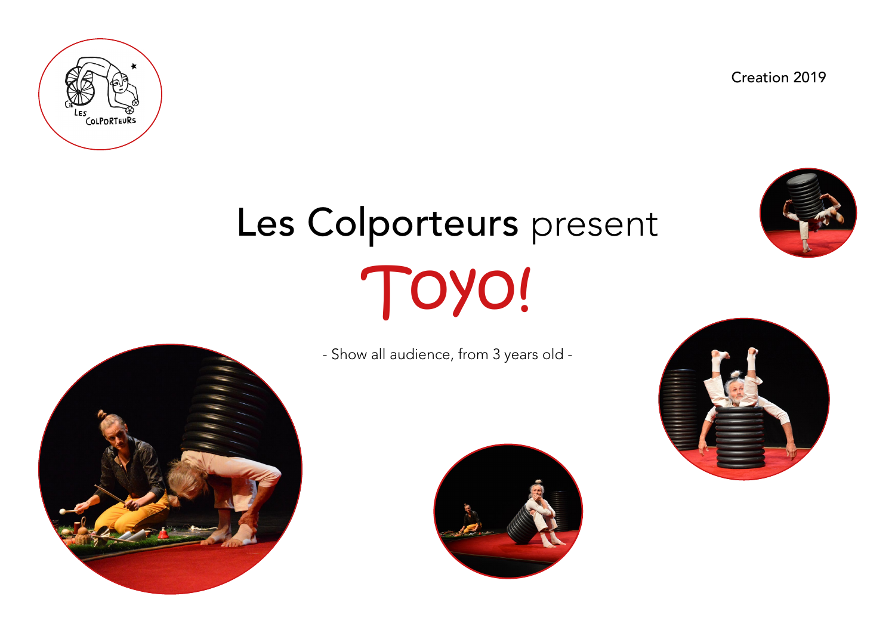Creation 2019

# Les Colporteurs present

# Toyo!

- Show all audience, from 3 years old -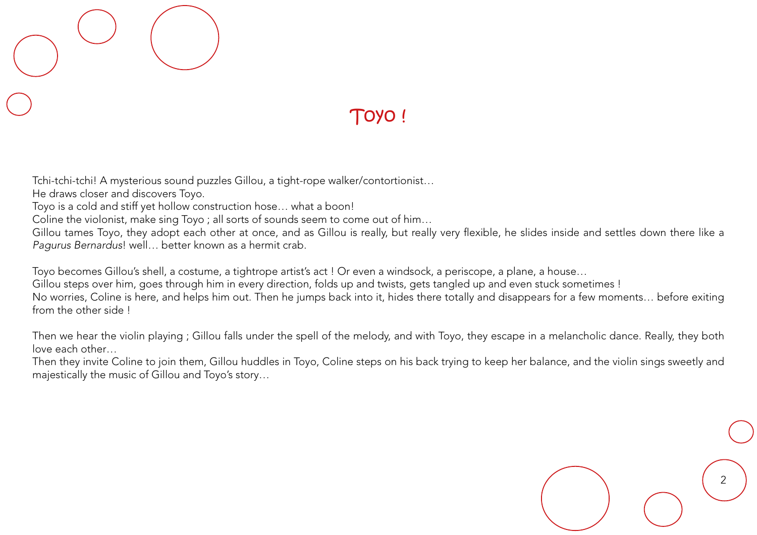# Toyo !

Tchi-tchi-tchi! A mysterious sound puzzles Gillou, a tight-rope walker/contortionist…
He draws closer and discovers Toyo.
Toyo is a cold and stiff yet hollow construction hose… what a boon!
Coline the violonist, make sing Toyo ; all sorts of sounds seem to come out of him…
Gillou tames Toyo, they adopt each other at once, and as Gillou is really, but really very flexible, he slides inside and settles down there like a *Pagurus Bernardus*! well… better known as a hermit crab.

Toyo becomes Gillou's shell, a costume, a tightrope artist's act ! Or even a windsock, a periscope, a plane, a house…
Gillou steps over him, goes through him in every direction, folds up and twists, gets tangled up and even stuck sometimes !
No worries, Coline is here, and helps him out. Then he jumps back into it, hides there totally and disappears for a few moments… before exiting from the other side !

Then we hear the violin playing ; Gillou falls under the spell of the melody, and with Toyo, they escape in a melancholic dance. Really, they both love each other…
Then they invite Coline to join them, Gillou huddles in Toyo, Coline steps on his back trying to keep her balance, and the violin sings sweetly and majestically the music of Gillou and Toyo's story…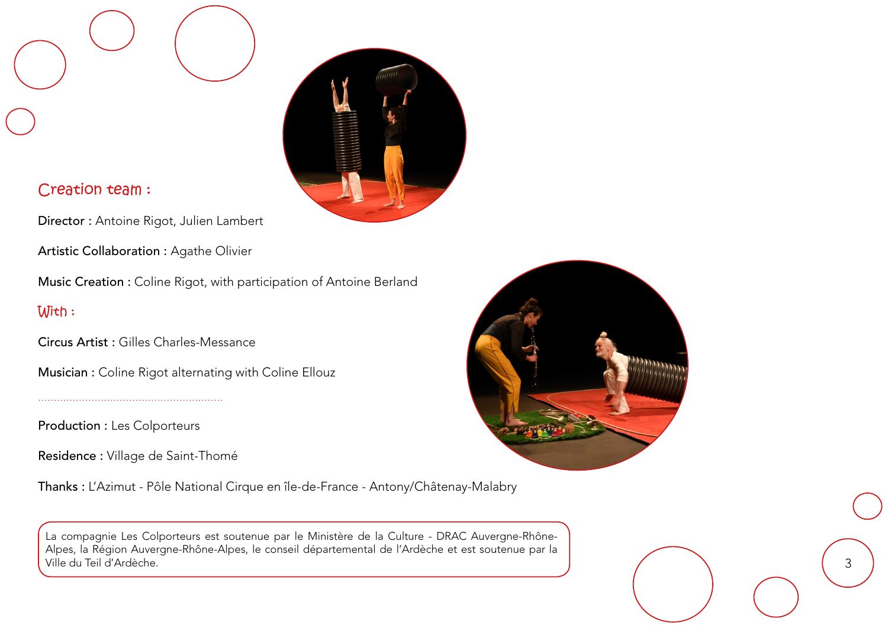## Creation team :

**Director :** Antoine Rigot, Julien Lambert

**Artistic Collaboration :** Agathe Olivier

**Music Creation :** Coline Rigot, with participation of Antoine Berland

## With :

**Circus Artist :** Gilles Charles-Messance

**Musician :** Coline Rigot alternating with Coline Ellouz

---

**Production :** Les Colporteurs

**Residence :** Village de Saint-Thomé

**Thanks :** L'Azimut - Pôle National Cirque en île-de-France - Antony/Châtenay-Malabry

La compagnie Les Colporteurs est soutenue par le Ministère de la Culture - DRAC Auvergne-Rhône-Alpes, la Région Auvergne-Rhône-Alpes, le conseil départemental de l'Ardèche et est soutenue par la Ville du Teil d'Ardèche.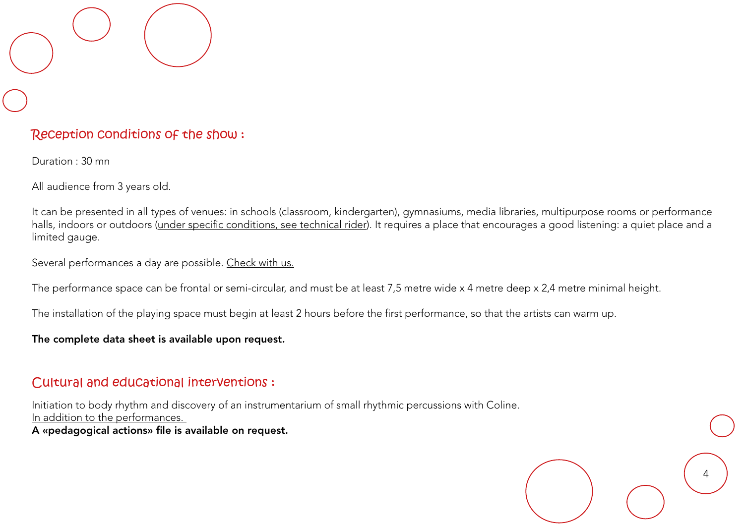## Reception conditions of the show :

Duration : 30 mn

All audience from 3 years old.

It can be presented in all types of venues: in schools (classroom, kindergarten), gymnasiums, media libraries, multipurpose rooms or performance halls, indoors or outdoors (under specific conditions, see technical rider). It requires a place that encourages a good listening: a quiet place and a limited gauge.

Several performances a day are possible. Check with us.

The performance space can be frontal or semi-circular, and must be at least 7,5 metre wide x 4 metre deep x 2,4 metre minimal height.

The installation of the playing space must begin at least 2 hours before the first performance, so that the artists can warm up.

**The complete data sheet is available upon request.**

## Cultural and educational interventions :

Initiation to body rhythm and discovery of an instrumentarium of small rhythmic percussions with Coline.
In addition to the performances.
**A «pedagogical actions» file is available on request.**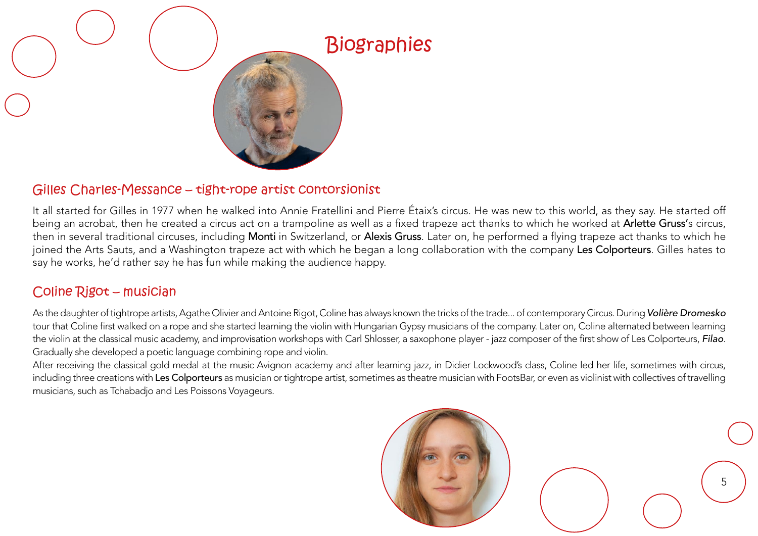# Biographies

## Gilles Charles-Messance – tight-rope artist contorsionist

It all started for Gilles in 1977 when he walked into Annie Fratellini and Pierre Étaix's circus. He was new to this world, as they say. He started off being an acrobat, then he created a circus act on a trampoline as well as a fixed trapeze act thanks to which he worked at **Arlette Gruss'**s circus, then in several traditional circuses, including **Monti** in Switzerland, or **Alexis Gruss**. Later on, he performed a flying trapeze act thanks to which he joined the Arts Sauts, and a Washington trapeze act with which he began a long collaboration with the company **Les Colporteurs**. Gilles hates to say he works, he'd rather say he has fun while making the audience happy.

## Coline Rigot – musician

As the daughter of tightrope artists, Agathe Olivier and Antoine Rigot, Coline has always known the tricks of the trade... of contemporary Circus. During ***Volière Dromesko*** tour that Coline first walked on a rope and she started learning the violin with Hungarian Gypsy musicians of the company. Later on, Coline alternated between learning the violin at the classical music academy, and improvisation workshops with Carl Shlosser, a saxophone player - jazz composer of the first show of Les Colporteurs, ***Filao***. Gradually she developed a poetic language combining rope and violin.

After receiving the classical gold medal at the music Avignon academy and after learning jazz, in Didier Lockwood's class, Coline led her life, sometimes with circus, including three creations with **Les Colporteurs** as musician or tightrope artist, sometimes as theatre musician with FootsBar, or even as violinist with collectives of travelling musicians, such as Tchabadjo and Les Poissons Voyageurs.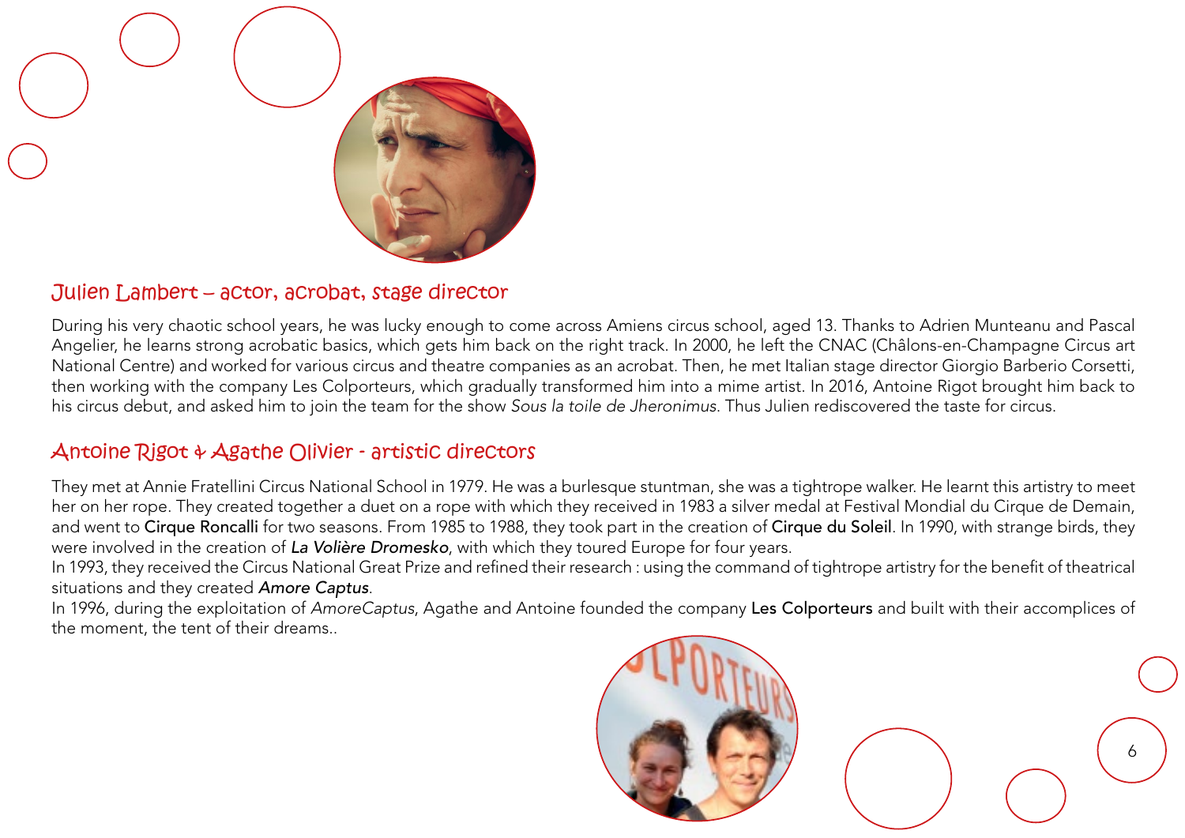## Julien Lambert – actor, acrobat, stage director

During his very chaotic school years, he was lucky enough to come across Amiens circus school, aged 13. Thanks to Adrien Munteanu and Pascal Angelier, he learns strong acrobatic basics, which gets him back on the right track. In 2000, he left the CNAC (Châlons-en-Champagne Circus art National Centre) and worked for various circus and theatre companies as an acrobat. Then, he met Italian stage director Giorgio Barberio Corsetti, then working with the company Les Colporteurs, which gradually transformed him into a mime artist. In 2016, Antoine Rigot brought him back to his circus debut, and asked him to join the team for the show *Sous la toile de Jheronimus*. Thus Julien rediscovered the taste for circus.

## Antoine Rigot & Agathe Olivier - artistic directors

They met at Annie Fratellini Circus National School in 1979. He was a burlesque stuntman, she was a tightrope walker. He learnt this artistry to meet her on her rope. They created together a duet on a rope with which they received in 1983 a silver medal at Festival Mondial du Cirque de Demain, and went to Cirque Roncalli for two seasons. From 1985 to 1988, they took part in the creation of Cirque du Soleil. In 1990, with strange birds, they were involved in the creation of ***La Volière Dromesko***, with which they toured Europe for four years.
In 1993, they received the Circus National Great Prize and refined their research : using the command of tightrope artistry for the benefit of theatrical situations and they created ***Amore Captus***.
In 1996, during the exploitation of *AmoreCaptus*, Agathe and Antoine founded the company Les Colporteurs and built with their accomplices of the moment, the tent of their dreams..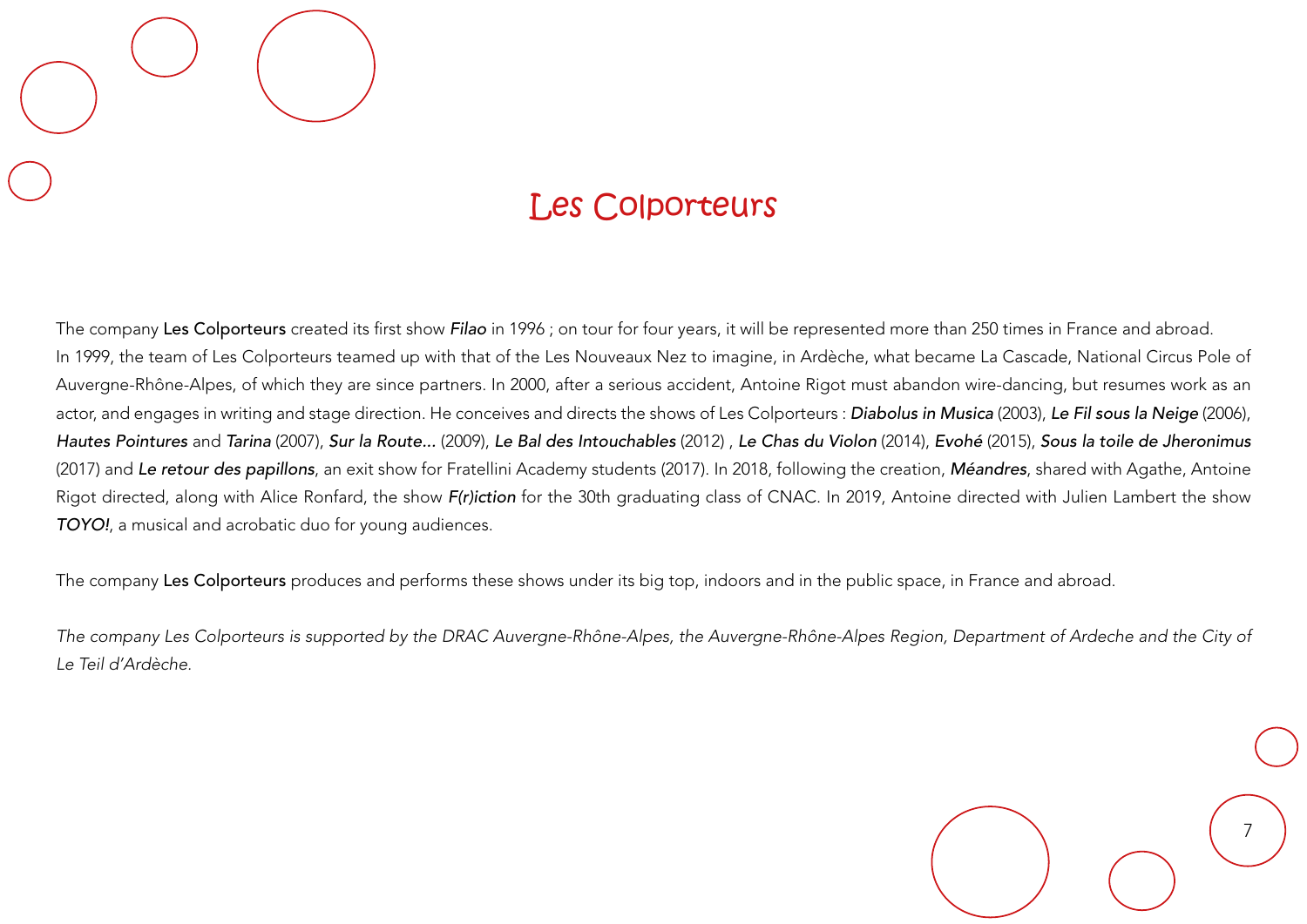# Les Colporteurs

The company **Les Colporteurs** created its first show ***Filao*** in 1996 ; on tour for four years, it will be represented more than 250 times in France and abroad.
In 1999, the team of Les Colporteurs teamed up with that of the Les Nouveaux Nez to imagine, in Ardèche, what became La Cascade, National Circus Pole of Auvergne-Rhône-Alpes, of which they are since partners. In 2000, after a serious accident, Antoine Rigot must abandon wire-dancing, but resumes work as an actor, and engages in writing and stage direction. He conceives and directs the shows of Les Colporteurs : ***Diabolus in Musica*** (2003), ***Le Fil sous la Neige*** (2006), ***Hautes Pointures*** and ***Tarina*** (2007), ***Sur la Route...*** (2009), ***Le Bal des Intouchables*** (2012) , ***Le Chas du Violon*** (2014), ***Evohé*** (2015), ***Sous la toile de Jheronimus*** (2017) and ***Le retour des papillons***, an exit show for Fratellini Academy students (2017). In 2018, following the creation, ***Méandres***, shared with Agathe, Antoine Rigot directed, along with Alice Ronfard, the show ***F(r)iction*** for the 30th graduating class of CNAC. In 2019, Antoine directed with Julien Lambert the show ***TOYO!***, a musical and acrobatic duo for young audiences.

The company **Les Colporteurs** produces and performs these shows under its big top, indoors and in the public space, in France and abroad.

*The company Les Colporteurs is supported by the DRAC Auvergne-Rhône-Alpes, the Auvergne-Rhône-Alpes Region, Department of Ardeche and the City of Le Teil d'Ardèche.*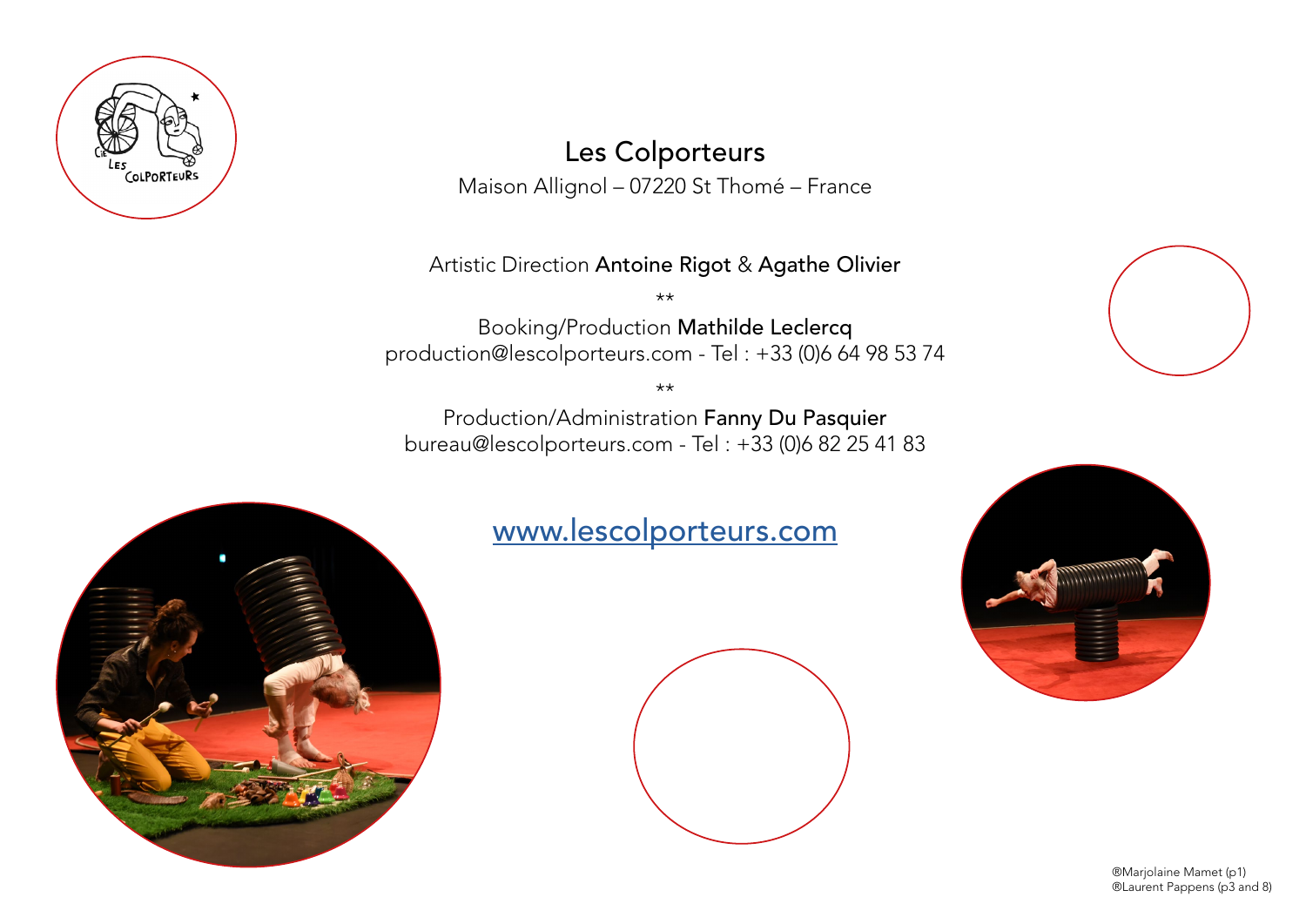# Les Colporteurs

Maison Allignol – 07220 St Thomé – France

Artistic Direction **Antoine Rigot** & **Agathe Olivier**

**

Booking/Production **Mathilde Leclercq**
production@lescolporteurs.com - Tel : +33 (0)6 64 98 53 74

**

Production/Administration **Fanny Du Pasquier**
bureau@lescolporteurs.com - Tel : +33 (0)6 82 25 41 83

[www.lescolporteurs.com](http://www.lescolporteurs.com)

®Marjolaine Mamet (p1)
®Laurent Pappens (p3 and 8)